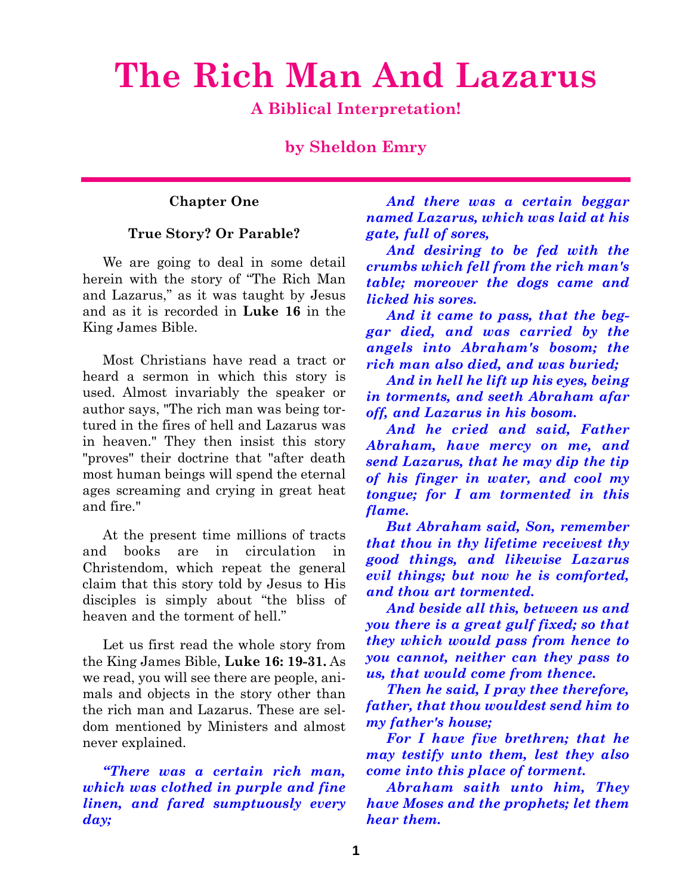# The Rich Man And Lazarus

### A Biblical Interpretation!

### by Sheldon Emry

---

**Chapter One**

**True Story? Or Parable?**

We are going to deal in some detail herein with the story of "The Rich Man and Lazarus," as it was taught by Jesus and as it is recorded in **Luke 16** in the King James Bible.

Most Christians have read a tract or heard a sermon in which this story is used. Almost invariably the speaker or author says, "The rich man was being tortured in the fires of hell and Lazarus was in heaven." They then insist this story "proves" their doctrine that "after death most human beings will spend the eternal ages screaming and crying in great heat and fire."

At the present time millions of tracts and books are in circulation in Christendom, which repeat the general claim that this story told by Jesus to His disciples is simply about "the bliss of heaven and the torment of hell."

Let us first read the whole story from the King James Bible, **Luke 16: 19-31.** As we read, you will see there are people, animals and objects in the story other than the rich man and Lazarus. These are seldom mentioned by Ministers and almost never explained.

***"There was a certain rich man, which was clothed in purple and fine linen, and fared sumptuously every day;***

***And there was a certain beggar named Lazarus, which was laid at his gate, full of sores,***

***And desiring to be fed with the crumbs which fell from the rich man's table; moreover the dogs came and licked his sores.***

***And it came to pass, that the beggar died, and was carried by the angels into Abraham's bosom; the rich man also died, and was buried;***

***And in hell he lift up his eyes, being in torments, and seeth Abraham afar off, and Lazarus in his bosom.***

***And he cried and said, Father Abraham, have mercy on me, and send Lazarus, that he may dip the tip of his finger in water, and cool my tongue; for I am tormented in this flame.***

***But Abraham said, Son, remember that thou in thy lifetime receivest thy good things, and likewise Lazarus evil things; but now he is comforted, and thou art tormented.***

***And beside all this, between us and you there is a great gulf fixed; so that they which would pass from hence to you cannot, neither can they pass to us, that would come from thence.***

***Then he said, I pray thee therefore, father, that thou wouldest send him to my father's house;***

***For I have five brethren; that he may testify unto them, lest they also come into this place of torment.***

***Abraham saith unto him, They have Moses and the prophets; let them hear them.***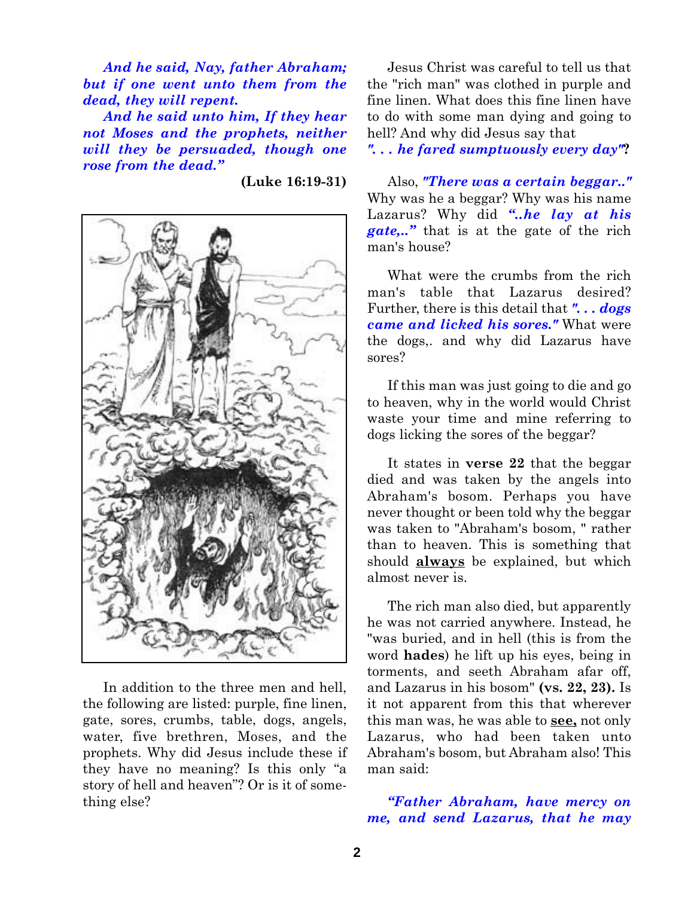*And he said, Nay, father Abraham; but if one went unto them from the dead, they will repent.*

*And he said unto him, If they hear not Moses and the prophets, neither will they be persuaded, though one rose from the dead."*

**(Luke 16:19-31)**

In addition to the three men and hell, the following are listed: purple, fine linen, gate, sores, crumbs, table, dogs, angels, water, five brethren, Moses, and the prophets. Why did Jesus include these if they have no meaning? Is this only "a story of hell and heaven"? Or is it of something else?

Jesus Christ was careful to tell us that the "rich man" was clothed in purple and fine linen. What does this fine linen have to do with some man dying and going to hell? And why did Jesus say that *". . . he fared sumptuously every day"***?**

Also, ***"There was a certain beggar.."*** Why was he a beggar? Why was his name Lazarus? Why did ***"..he lay at his gate,.."*** that is at the gate of the rich man's house?

What were the crumbs from the rich man's table that Lazarus desired? Further, there is this detail that ***". . . dogs came and licked his sores."*** What were the dogs,. and why did Lazarus have sores?

If this man was just going to die and go to heaven, why in the world would Christ waste your time and mine referring to dogs licking the sores of the beggar?

It states in **verse 22** that the beggar died and was taken by the angels into Abraham's bosom. Perhaps you have never thought or been told why the beggar was taken to "Abraham's bosom, " rather than to heaven. This is something that should **always** be explained, but which almost never is.

The rich man also died, but apparently he was not carried anywhere. Instead, he "was buried, and in hell (this is from the word **hades**) he lift up his eyes, being in torments, and seeth Abraham afar off, and Lazarus in his bosom" **(vs. 22, 23).** Is it not apparent from this that wherever this man was, he was able to **see,** not only Lazarus, who had been taken unto Abraham's bosom, but Abraham also! This man said:

***"Father Abraham, have mercy on me, and send Lazarus, that he may***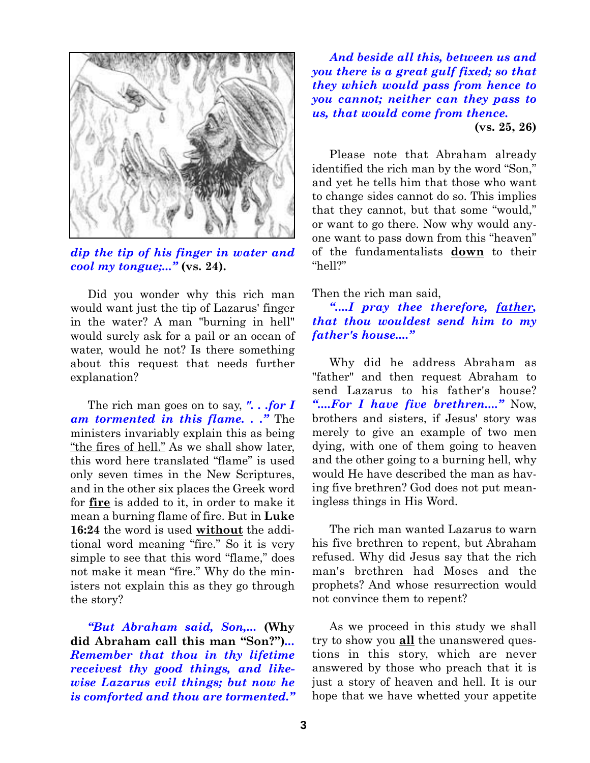*dip the tip of his finger in water and cool my tongue;..."* **(vs. 24).**

Did you wonder why this rich man would want just the tip of Lazarus' finger in the water? A man "burning in hell" would surely ask for a pail or an ocean of water, would he not? Is there something about this request that needs further explanation?

The rich man goes on to say, *". . .for I am tormented in this flame. . ."* The ministers invariably explain this as being "the fires of hell." As we shall show later, this word here translated "flame" is used only seven times in the New Scriptures, and in the other six places the Greek word for **fire** is added to it, in order to make it mean a burning flame of fire. But in **Luke 16:24** the word is used **without** the additional word meaning "fire." So it is very simple to see that this word "flame," does not make it mean "fire." Why do the ministers not explain this as they go through the story?

*"But Abraham said, Son,...* **(Why did Abraham call this man "Son?")***... Remember that thou in thy lifetime receivest thy good things, and likewise Lazarus evil things; but now he is comforted and thou are tormented."*

*And beside all this, between us and you there is a great gulf fixed; so that they which would pass from hence to you cannot; neither can they pass to us, that would come from thence.*
**(vs. 25, 26)**

Please note that Abraham already identified the rich man by the word "Son," and yet he tells him that those who want to change sides cannot do so. This implies that they cannot, but that some "would," or want to go there. Now why would anyone want to pass down from this "heaven" of the fundamentalists **down** to their "hell?"

Then the rich man said,

*"....I pray thee therefore, father, that thou wouldest send him to my father's house...."*

Why did he address Abraham as "father" and then request Abraham to send Lazarus to his father's house? *"....For I have five brethren...."* Now, brothers and sisters, if Jesus' story was merely to give an example of two men dying, with one of them going to heaven and the other going to a burning hell, why would He have described the man as having five brethren? God does not put meaningless things in His Word.

The rich man wanted Lazarus to warn his five brethren to repent, but Abraham refused. Why did Jesus say that the rich man's brethren had Moses and the prophets? And whose resurrection would not convince them to repent?

As we proceed in this study we shall try to show you **all** the unanswered questions in this story, which are never answered by those who preach that it is just a story of heaven and hell. It is our hope that we have whetted your appetite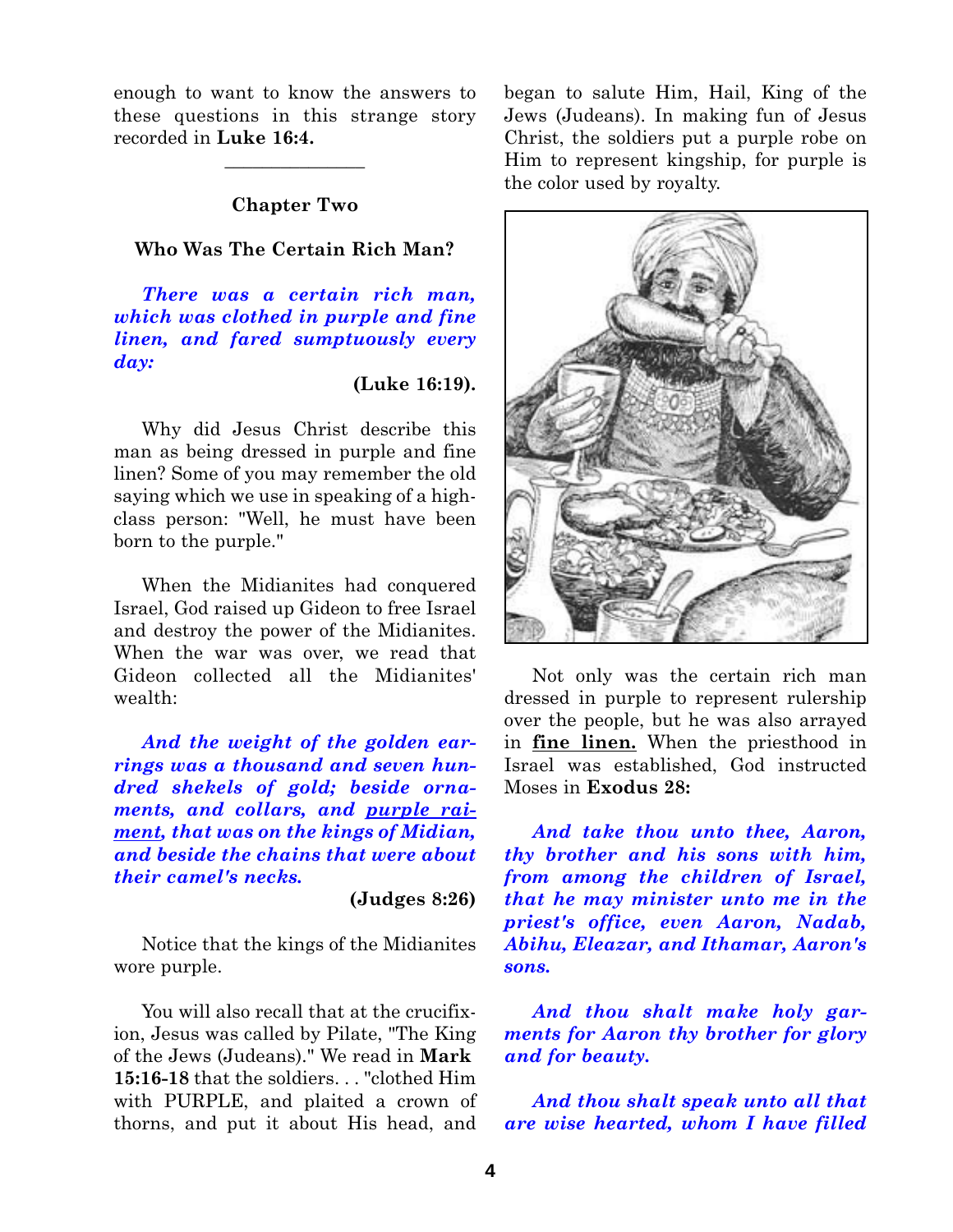enough to want to know the answers to these questions in this strange story recorded in **Luke 16:4.**

---

## Chapter Two

### Who Was The Certain Rich Man?

***There was a certain rich man, which was clothed in purple and fine linen, and fared sumptuously every day:***

**(Luke 16:19).**

Why did Jesus Christ describe this man as being dressed in purple and fine linen? Some of you may remember the old saying which we use in speaking of a high-class person: "Well, he must have been born to the purple."

When the Midianites had conquered Israel, God raised up Gideon to free Israel and destroy the power of the Midianites. When the war was over, we read that Gideon collected all the Midianites' wealth:

***And the weight of the golden earrings was a thousand and seven hundred shekels of gold; beside ornaments, and collars, and <u>purple raiment</u>, that was on the kings of Midian, and beside the chains that were about their camel's necks.***

**(Judges 8:26)**

Notice that the kings of the Midianites wore purple.

You will also recall that at the crucifixion, Jesus was called by Pilate, "The King of the Jews (Judeans)." We read in **Mark 15:16-18** that the soldiers. . . "clothed Him with PURPLE, and plaited a crown of thorns, and put it about His head, and began to salute Him, Hail, King of the Jews (Judeans). In making fun of Jesus Christ, the soldiers put a purple robe on Him to represent kingship, for purple is the color used by royalty.

Not only was the certain rich man dressed in purple to represent rulership over the people, but he was also arrayed in **<u>fine linen.</u>** When the priesthood in Israel was established, God instructed Moses in **Exodus 28:**

***And take thou unto thee, Aaron, thy brother and his sons with him, from among the children of Israel, that he may minister unto me in the priest's office, even Aaron, Nadab, Abihu, Eleazar, and Ithamar, Aaron's sons.***

***And thou shalt make holy garments for Aaron thy brother for glory and for beauty.***

***And thou shalt speak unto all that are wise hearted, whom I have filled***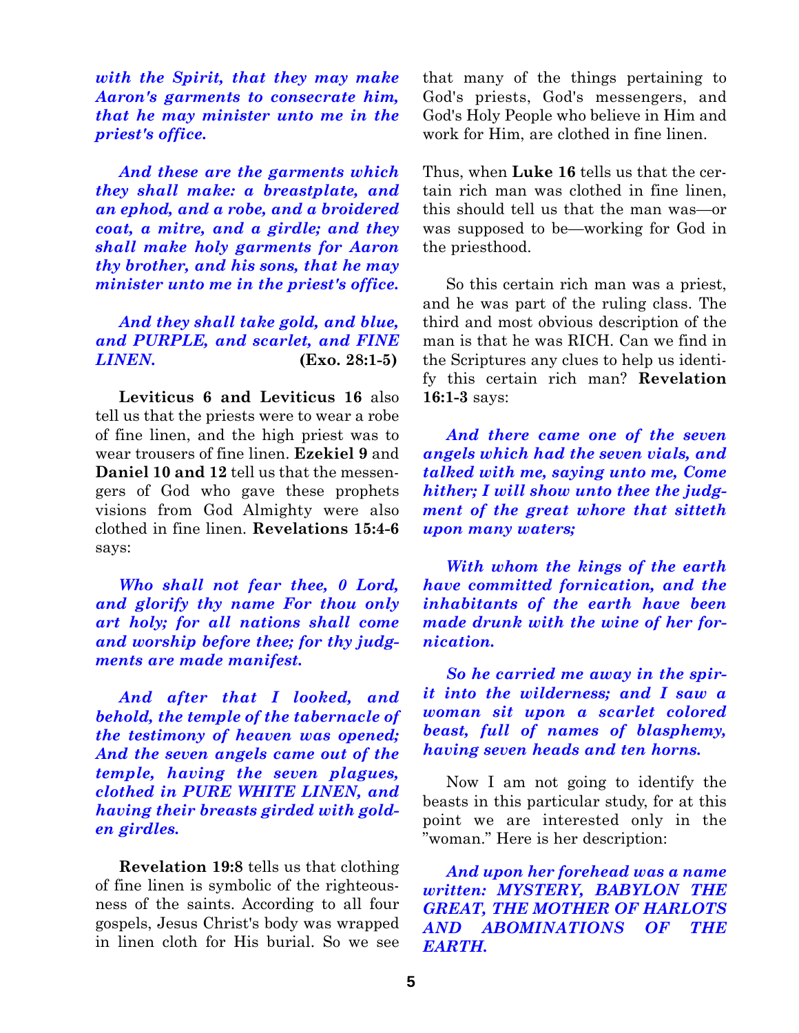***with the Spirit, that they may make Aaron's garments to consecrate him, that he may minister unto me in the priest's office.***

***And these are the garments which they shall make: a breastplate, and an ephod, and a robe, and a broidered coat, a mitre, and a girdle; and they shall make holy garments for Aaron thy brother, and his sons, that he may minister unto me in the priest's office.***

***And they shall take gold, and blue, and PURPLE, and scarlet, and FINE LINEN.*** **(Exo. 28:1-5)**

**Leviticus 6 and Leviticus 16** also tell us that the priests were to wear a robe of fine linen, and the high priest was to wear trousers of fine linen. **Ezekiel 9** and **Daniel 10 and 12** tell us that the messengers of God who gave these prophets visions from God Almighty were also clothed in fine linen. **Revelations 15:4-6** says:

***Who shall not fear thee, 0 Lord, and glorify thy name For thou only art holy; for all nations shall come and worship before thee; for thy judgments are made manifest.***

***And after that I looked, and behold, the temple of the tabernacle of the testimony of heaven was opened; And the seven angels came out of the temple, having the seven plagues, clothed in PURE WHITE LINEN, and having their breasts girded with golden girdles.***

**Revelation 19:8** tells us that clothing of fine linen is symbolic of the righteousness of the saints. According to all four gospels, Jesus Christ's body was wrapped in linen cloth for His burial. So we see that many of the things pertaining to God's priests, God's messengers, and God's Holy People who believe in Him and work for Him, are clothed in fine linen.

Thus, when **Luke 16** tells us that the certain rich man was clothed in fine linen, this should tell us that the man was—or was supposed to be—working for God in the priesthood.

So this certain rich man was a priest, and he was part of the ruling class. The third and most obvious description of the man is that he was RICH. Can we find in the Scriptures any clues to help us identify this certain rich man? **Revelation 16:1-3** says:

***And there came one of the seven angels which had the seven vials, and talked with me, saying unto me, Come hither; I will show unto thee the judgment of the great whore that sitteth upon many waters;***

***With whom the kings of the earth have committed fornication, and the inhabitants of the earth have been made drunk with the wine of her fornication.***

***So he carried me away in the spirit into the wilderness; and I saw a woman sit upon a scarlet colored beast, full of names of blasphemy, having seven heads and ten horns.***

Now I am not going to identify the beasts in this particular study, for at this point we are interested only in the "woman." Here is her description:

***And upon her forehead was a name written: MYSTERY, BABYLON THE GREAT, THE MOTHER OF HARLOTS AND ABOMINATIONS OF THE EARTH.***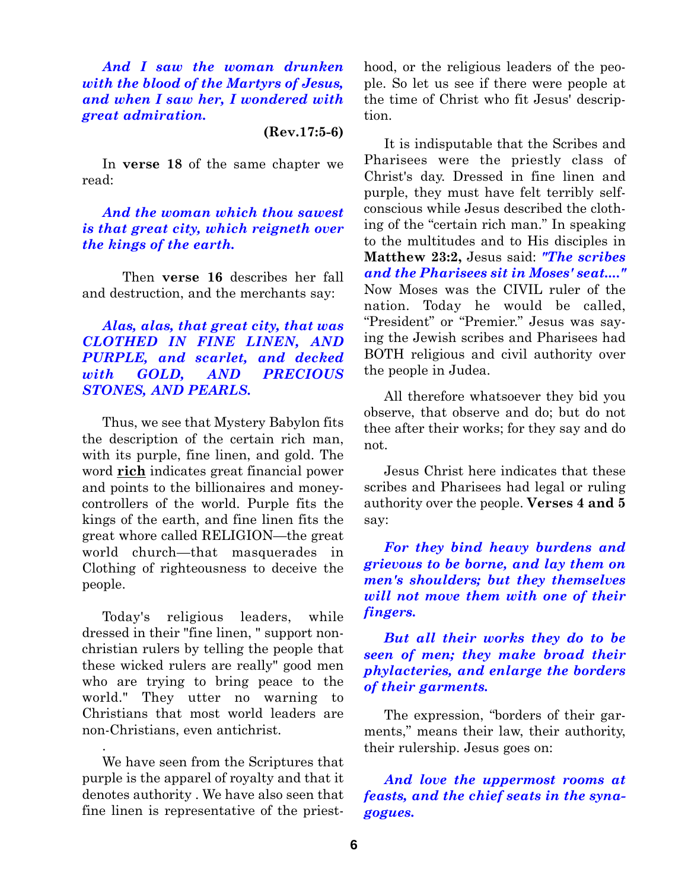***And I saw the woman drunken with the blood of the Martyrs of Jesus, and when I saw her, I wondered with great admiration.***

**(Rev.17:5-6)**

In **verse 18** of the same chapter we read:

***And the woman which thou sawest is that great city, which reigneth over the kings of the earth.***

Then **verse 16** describes her fall and destruction, and the merchants say:

***Alas, alas, that great city, that was CLOTHED IN FINE LINEN, AND PURPLE, and scarlet, and decked with GOLD, AND PRECIOUS STONES, AND PEARLS.***

Thus, we see that Mystery Babylon fits the description of the certain rich man, with its purple, fine linen, and gold. The word **rich** indicates great financial power and points to the billionaires and money-controllers of the world. Purple fits the kings of the earth, and fine linen fits the great whore called RELIGION—the great world church—that masquerades in Clothing of righteousness to deceive the people.

Today's religious leaders, while dressed in their "fine linen, " support non-christian rulers by telling the people that these wicked rulers are really" good men who are trying to bring peace to the world." They utter no warning to Christians that most world leaders are non-Christians, even antichrist.

.

We have seen from the Scriptures that purple is the apparel of royalty and that it denotes authority . We have also seen that fine linen is representative of the priesthood, or the religious leaders of the people. So let us see if there were people at the time of Christ who fit Jesus' description.

It is indisputable that the Scribes and Pharisees were the priestly class of Christ's day. Dressed in fine linen and purple, they must have felt terribly self-conscious while Jesus described the clothing of the "certain rich man." In speaking to the multitudes and to His disciples in **Matthew 23:2,** Jesus said: ***"The scribes and the Pharisees sit in Moses' seat...."*** Now Moses was the CIVIL ruler of the nation. Today he would be called, "President" or "Premier." Jesus was saying the Jewish scribes and Pharisees had BOTH religious and civil authority over the people in Judea.

All therefore whatsoever they bid you observe, that observe and do; but do not thee after their works; for they say and do not.

Jesus Christ here indicates that these scribes and Pharisees had legal or ruling authority over the people. **Verses 4 and 5** say:

***For they bind heavy burdens and grievous to be borne, and lay them on men's shoulders; but they themselves will not move them with one of their fingers.***

***But all their works they do to be seen of men; they make broad their phylacteries, and enlarge the borders of their garments.***

The expression, "borders of their garments," means their law, their authority, their rulership. Jesus goes on:

***And love the uppermost rooms at feasts, and the chief seats in the synagogues.***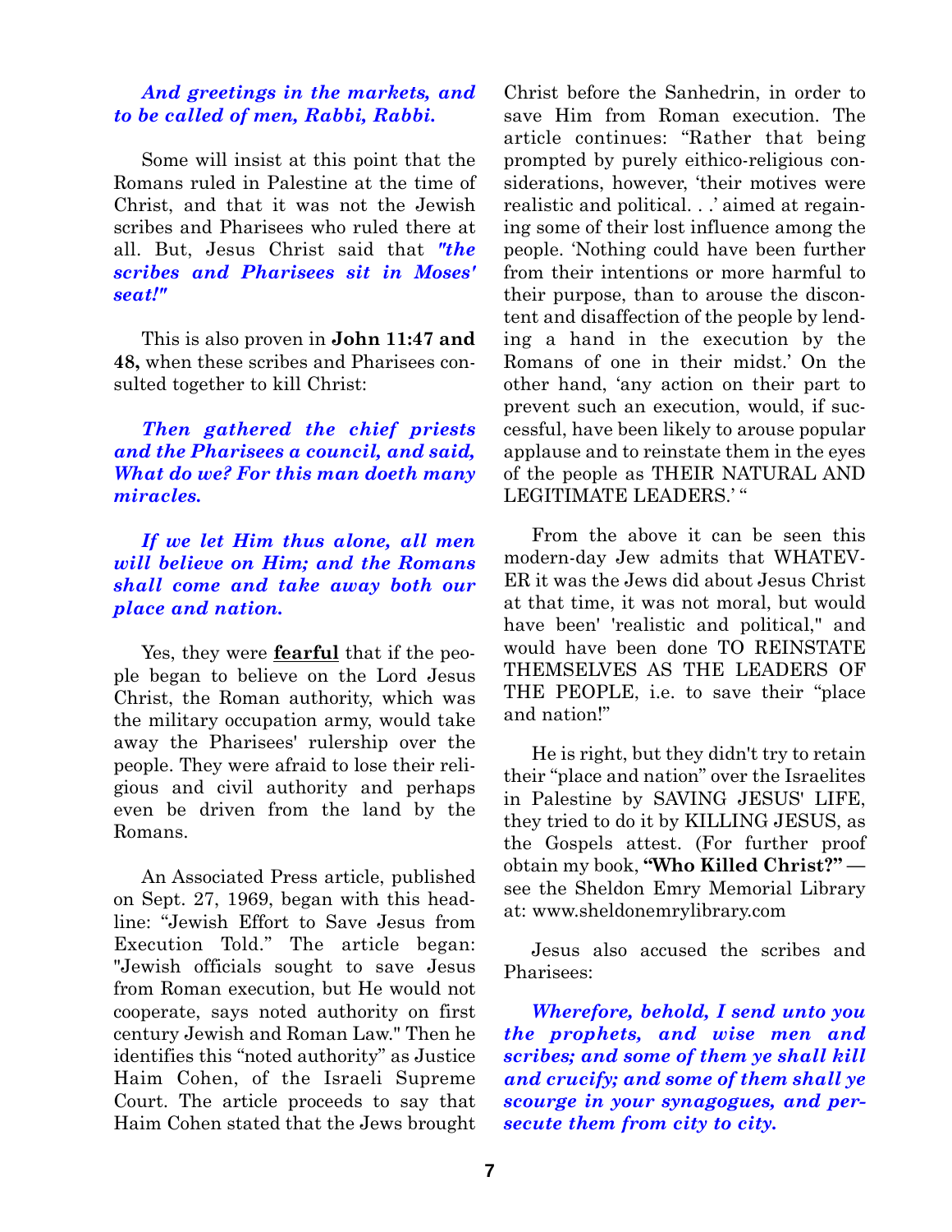***And greetings in the markets, and to be called of men, Rabbi, Rabbi.***

Some will insist at this point that the Romans ruled in Palestine at the time of Christ, and that it was not the Jewish scribes and Pharisees who ruled there at all. But, Jesus Christ said that ***"the scribes and Pharisees sit in Moses' seat!"***

This is also proven in **John 11:47 and 48,** when these scribes and Pharisees consulted together to kill Christ:

***Then gathered the chief priests and the Pharisees a council, and said, What do we? For this man doeth many miracles.***

***If we let Him thus alone, all men will believe on Him; and the Romans shall come and take away both our place and nation.***

Yes, they were **fearful** that if the people began to believe on the Lord Jesus Christ, the Roman authority, which was the military occupation army, would take away the Pharisees' rulership over the people. They were afraid to lose their religious and civil authority and perhaps even be driven from the land by the Romans.

An Associated Press article, published on Sept. 27, 1969, began with this headline: "Jewish Effort to Save Jesus from Execution Told." The article began: "Jewish officials sought to save Jesus from Roman execution, but He would not cooperate, says noted authority on first century Jewish and Roman Law." Then he identifies this "noted authority" as Justice Haim Cohen, of the Israeli Supreme Court. The article proceeds to say that Haim Cohen stated that the Jews brought Christ before the Sanhedrin, in order to save Him from Roman execution. The article continues: "Rather that being prompted by purely eithico-religious considerations, however, 'their motives were realistic and political. . .' aimed at regaining some of their lost influence among the people. 'Nothing could have been further from their intentions or more harmful to their purpose, than to arouse the discontent and disaffection of the people by lending a hand in the execution by the Romans of one in their midst.' On the other hand, 'any action on their part to prevent such an execution, would, if successful, have been likely to arouse popular applause and to reinstate them in the eyes of the people as THEIR NATURAL AND LEGITIMATE LEADERS.' "

From the above it can be seen this modern-day Jew admits that WHATEVER it was the Jews did about Jesus Christ at that time, it was not moral, but would have been' 'realistic and political," and would have been done TO REINSTATE THEMSELVES AS THE LEADERS OF THE PEOPLE, i.e. to save their "place and nation!"

He is right, but they didn't try to retain their "place and nation" over the Israelites in Palestine by SAVING JESUS' LIFE, they tried to do it by KILLING JESUS, as the Gospels attest. (For further proof obtain my book, **"Who Killed Christ?"** — see the Sheldon Emry Memorial Library at: www.sheldonemrylibrary.com

Jesus also accused the scribes and Pharisees:

***Wherefore, behold, I send unto you the prophets, and wise men and scribes; and some of them ye shall kill and crucify; and some of them shall ye scourge in your synagogues, and persecute them from city to city.***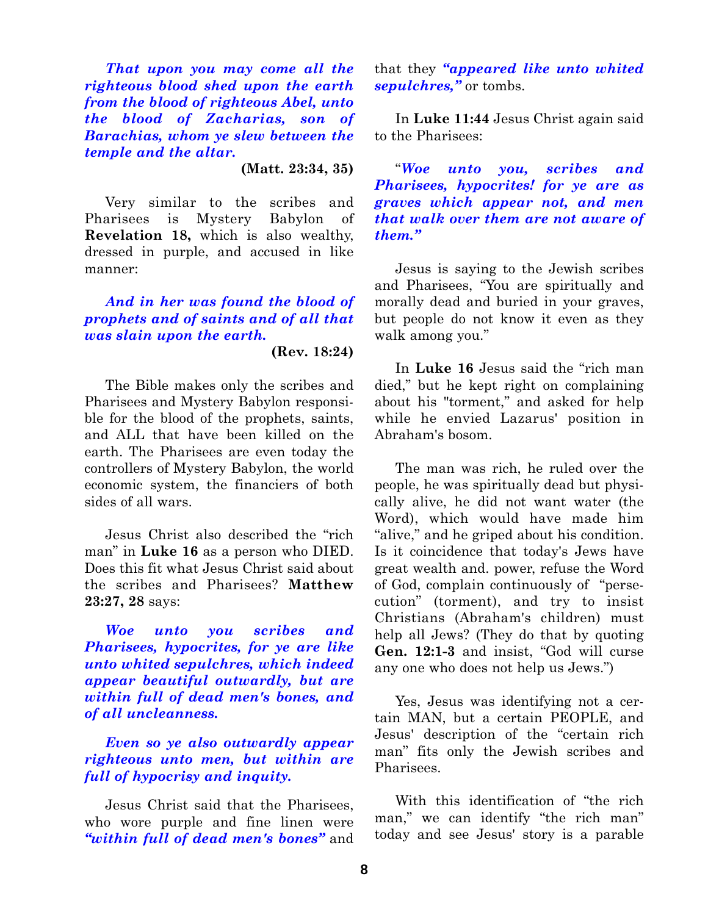***That upon you may come all the righteous blood shed upon the earth from the blood of righteous Abel, unto the blood of Zacharias, son of Barachias, whom ye slew between the temple and the altar.***

**(Matt. 23:34, 35)**

Very similar to the scribes and Pharisees is Mystery Babylon of **Revelation 18,** which is also wealthy, dressed in purple, and accused in like manner:

***And in her was found the blood of prophets and of saints and of all that was slain upon the earth.***

**(Rev. 18:24)**

The Bible makes only the scribes and Pharisees and Mystery Babylon responsible for the blood of the prophets, saints, and ALL that have been killed on the earth. The Pharisees are even today the controllers of Mystery Babylon, the world economic system, the financiers of both sides of all wars.

Jesus Christ also described the "rich man" in **Luke 16** as a person who DIED. Does this fit what Jesus Christ said about the scribes and Pharisees? **Matthew 23:27, 28** says:

***Woe unto you scribes and Pharisees, hypocrites, for ye are like unto whited sepulchres, which indeed appear beautiful outwardly, but are within full of dead men's bones, and of all uncleanness.***

***Even so ye also outwardly appear righteous unto men, but within are full of hypocrisy and inquity.***

Jesus Christ said that the Pharisees, who wore purple and fine linen were ***"within full of dead men's bones"*** and that they ***"appeared like unto whited sepulchres,"*** or tombs.

In **Luke 11:44** Jesus Christ again said to the Pharisees:

"***Woe unto you, scribes and Pharisees, hypocrites! for ye are as graves which appear not, and men that walk over them are not aware of them."***

Jesus is saying to the Jewish scribes and Pharisees, "You are spiritually and morally dead and buried in your graves, but people do not know it even as they walk among you."

In **Luke 16** Jesus said the "rich man died," but he kept right on complaining about his "torment," and asked for help while he envied Lazarus' position in Abraham's bosom.

The man was rich, he ruled over the people, he was spiritually dead but physically alive, he did not want water (the Word), which would have made him "alive," and he griped about his condition. Is it coincidence that today's Jews have great wealth and. power, refuse the Word of God, complain continuously of "persecution" (torment), and try to insist Christians (Abraham's children) must help all Jews? (They do that by quoting **Gen. 12:1-3** and insist, "God will curse any one who does not help us Jews.")

Yes, Jesus was identifying not a certain MAN, but a certain PEOPLE, and Jesus' description of the "certain rich man" fits only the Jewish scribes and Pharisees.

With this identification of "the rich man," we can identify "the rich man" today and see Jesus' story is a parable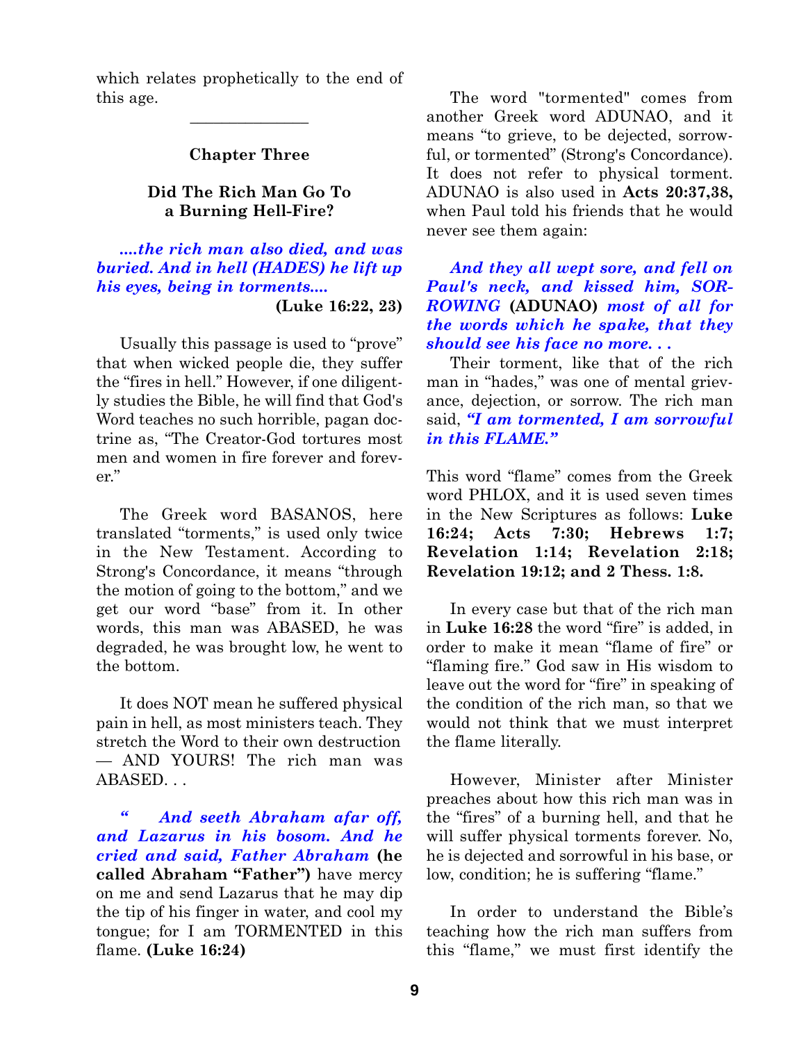which relates prophetically to the end of this age.

---

## Chapter Three

### Did The Rich Man Go To a Burning Hell-Fire?

> ***....the rich man also died, and was buried. And in hell (HADES) he lift up his eyes, being in torments....***
> **(Luke 16:22, 23)**

Usually this passage is used to "prove" that when wicked people die, they suffer the "fires in hell." However, if one diligently studies the Bible, he will find that God's Word teaches no such horrible, pagan doctrine as, "The Creator-God tortures most men and women in fire forever and forever."

The Greek word BASANOS, here translated "torments," is used only twice in the New Testament. According to Strong's Concordance, it means "through the motion of going to the bottom," and we get our word "base" from it. In other words, this man was ABASED, he was degraded, he was brought low, he went to the bottom.

It does NOT mean he suffered physical pain in hell, as most ministers teach. They stretch the Word to their own destruction — AND YOURS! The rich man was ABASED. . .

> ***" And seeth Abraham afar off, and Lazarus in his bosom. And he cried and said, Father Abraham*** **(he called Abraham "Father")** have mercy on me and send Lazarus that he may dip the tip of his finger in water, and cool my tongue; for I am TORMENTED in this flame. **(Luke 16:24)**

The word "tormented" comes from another Greek word ADUNAO, and it means "to grieve, to be dejected, sorrowful, or tormented" (Strong's Concordance). It does not refer to physical torment. ADUNAO is also used in **Acts 20:37,38,** when Paul told his friends that he would never see them again:

> ***And they all wept sore, and fell on Paul's neck, and kissed him, SORROWING*** **(ADUNAO)** ***most of all for the words which he spake, that they should see his face no more. . .***

Their torment, like that of the rich man in "hades," was one of mental grievance, dejection, or sorrow. The rich man said, ***"I am tormented, I am sorrowful in this FLAME."***

This word "flame" comes from the Greek word PHLOX, and it is used seven times in the New Scriptures as follows: **Luke 16:24; Acts 7:30; Hebrews 1:7; Revelation 1:14; Revelation 2:18; Revelation 19:12; and 2 Thess. 1:8.**

In every case but that of the rich man in **Luke 16:28** the word "fire" is added, in order to make it mean "flame of fire" or "flaming fire." God saw in His wisdom to leave out the word for "fire" in speaking of the condition of the rich man, so that we would not think that we must interpret the flame literally.

However, Minister after Minister preaches about how this rich man was in the "fires" of a burning hell, and that he will suffer physical torments forever. No, he is dejected and sorrowful in his base, or low, condition; he is suffering "flame."

In order to understand the Bible's teaching how the rich man suffers from this "flame," we must first identify the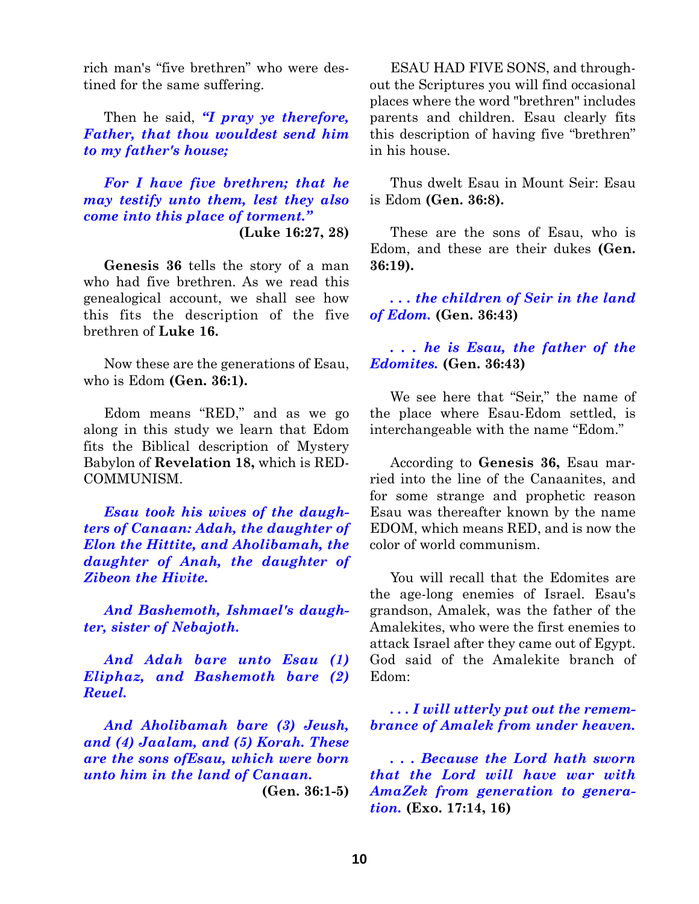rich man's "five brethren" who were destined for the same suffering.

Then he said, ***"I pray ye therefore, Father, that thou wouldest send him to my father's house;***

***For I have five brethren; that he may testify unto them, lest they also come into this place of torment."*** **(Luke 16:27, 28)**

**Genesis 36** tells the story of a man who had five brethren. As we read this genealogical account, we shall see how this fits the description of the five brethren of **Luke 16.**

Now these are the generations of Esau, who is Edom **(Gen. 36:1).**

Edom means "RED," and as we go along in this study we learn that Edom fits the Biblical description of Mystery Babylon of **Revelation 18,** which is RED-COMMUNISM.

***Esau took his wives of the daughters of Canaan: Adah, the daughter of Elon the Hittite, and Aholibamah, the daughter of Anah, the daughter of Zibeon the Hivite.***

***And Bashemoth, Ishmael's daughter, sister of Nebajoth.***

***And Adah bare unto Esau (1) Eliphaz, and Bashemoth bare (2) Reuel.***

***And Aholibamah bare (3) Jeush, and (4) Jaalam, and (5) Korah. These are the sons ofEsau, which were born unto him in the land of Canaan.*** **(Gen. 36:1-5)**

ESAU HAD FIVE SONS, and throughout the Scriptures you will find occasional places where the word "brethren" includes parents and children. Esau clearly fits this description of having five "brethren" in his house.

Thus dwelt Esau in Mount Seir: Esau is Edom **(Gen. 36:8).**

These are the sons of Esau, who is Edom, and these are their dukes **(Gen. 36:19).**

***. . . the children of Seir in the land of Edom.*** **(Gen. 36:43)**

***. . . he is Esau, the father of the Edomites.*** **(Gen. 36:43)**

We see here that "Seir," the name of the place where Esau-Edom settled, is interchangeable with the name "Edom."

According to **Genesis 36,** Esau married into the line of the Canaanites, and for some strange and prophetic reason Esau was thereafter known by the name EDOM, which means RED, and is now the color of world communism.

You will recall that the Edomites are the age-long enemies of Israel. Esau's grandson, Amalek, was the father of the Amalekites, who were the first enemies to attack Israel after they came out of Egypt. God said of the Amalekite branch of Edom:

***. . . I will utterly put out the remembrance of Amalek from under heaven.***

***. . . Because the Lord hath sworn that the Lord will have war with AmaZek from generation to generation.*** **(Exo. 17:14, 16)**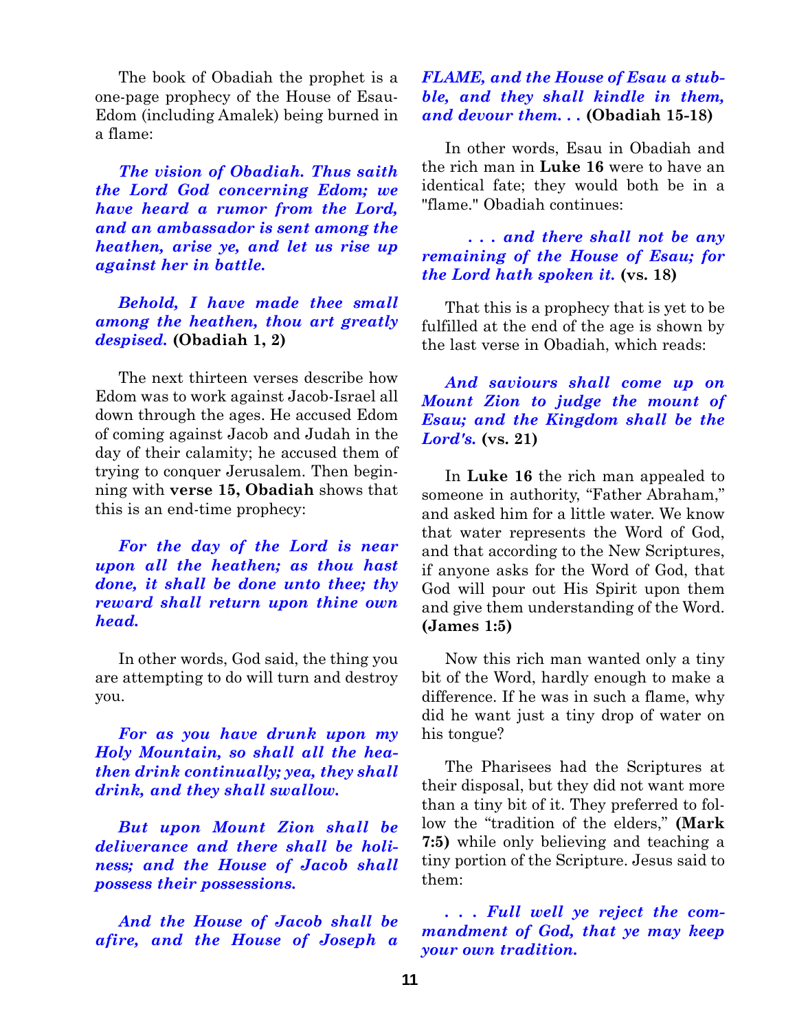The book of Obadiah the prophet is a one-page prophecy of the House of Esau-Edom (including Amalek) being burned in a flame:

***The vision of Obadiah. Thus saith the Lord God concerning Edom; we have heard a rumor from the Lord, and an ambassador is sent among the heathen, arise ye, and let us rise up against her in battle.***

***Behold, I have made thee small among the heathen, thou art greatly despised.*** **(Obadiah 1, 2)**

The next thirteen verses describe how Edom was to work against Jacob-Israel all down through the ages. He accused Edom of coming against Jacob and Judah in the day of their calamity; he accused them of trying to conquer Jerusalem. Then beginning with **verse 15, Obadiah** shows that this is an end-time prophecy:

***For the day of the Lord is near upon all the heathen; as thou hast done, it shall be done unto thee; thy reward shall return upon thine own head.***

In other words, God said, the thing you are attempting to do will turn and destroy you.

***For as you have drunk upon my Holy Mountain, so shall all the heathen drink continually; yea, they shall drink, and they shall swallow.***

***But upon Mount Zion shall be deliverance and there shall be holiness; and the House of Jacob shall possess their possessions.***

***And the House of Jacob shall be afire, and the House of Joseph a FLAME, and the House of Esau a stubble, and they shall kindle in them, and devour them. . .*** **(Obadiah 15-18)**

In other words, Esau in Obadiah and the rich man in **Luke 16** were to have an identical fate; they would both be in a "flame." Obadiah continues:

***. . . and there shall not be any remaining of the House of Esau; for the Lord hath spoken it.*** **(vs. 18)**

That this is a prophecy that is yet to be fulfilled at the end of the age is shown by the last verse in Obadiah, which reads:

***And saviours shall come up on Mount Zion to judge the mount of Esau; and the Kingdom shall be the Lord's.*** **(vs. 21)**

In **Luke 16** the rich man appealed to someone in authority, "Father Abraham," and asked him for a little water. We know that water represents the Word of God, and that according to the New Scriptures, if anyone asks for the Word of God, that God will pour out His Spirit upon them and give them understanding of the Word. **(James 1:5)**

Now this rich man wanted only a tiny bit of the Word, hardly enough to make a difference. If he was in such a flame, why did he want just a tiny drop of water on his tongue?

The Pharisees had the Scriptures at their disposal, but they did not want more than a tiny bit of it. They preferred to follow the "tradition of the elders," **(Mark 7:5)** while only believing and teaching a tiny portion of the Scripture. Jesus said to them:

***. . . Full well ye reject the commandment of God, that ye may keep your own tradition.***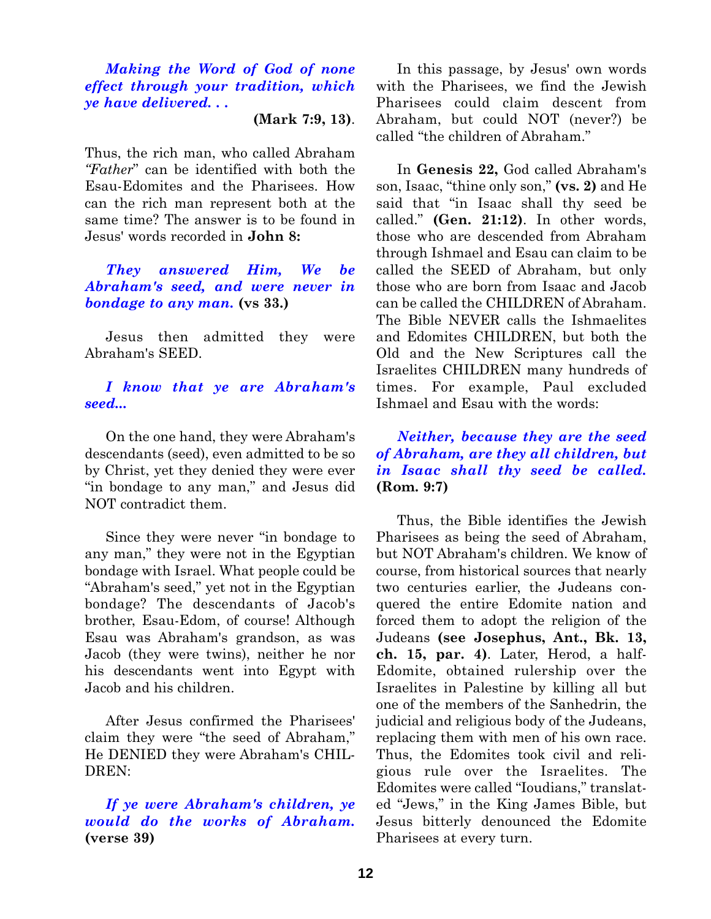*Making the Word of God of none effect through your tradition, which ye have delivered. . .*

**(Mark 7:9, 13)**.

Thus, the rich man, who called Abraham *"Father*" can be identified with both the Esau-Edomites and the Pharisees. How can the rich man represent both at the same time? The answer is to be found in Jesus' words recorded in **John 8:**

*They answered Him, We be Abraham's seed, and were never in bondage to any man.* **(vs 33.)**

Jesus then admitted they were Abraham's SEED.

*I know that ye are Abraham's seed...*

On the one hand, they were Abraham's descendants (seed), even admitted to be so by Christ, yet they denied they were ever "in bondage to any man," and Jesus did NOT contradict them.

Since they were never "in bondage to any man," they were not in the Egyptian bondage with Israel. What people could be "Abraham's seed," yet not in the Egyptian bondage? The descendants of Jacob's brother, Esau-Edom, of course! Although Esau was Abraham's grandson, as was Jacob (they were twins), neither he nor his descendants went into Egypt with Jacob and his children.

After Jesus confirmed the Pharisees' claim they were "the seed of Abraham," He DENIED they were Abraham's CHILDREN:

*If ye were Abraham's children, ye would do the works of Abraham.* **(verse 39)**

In this passage, by Jesus' own words with the Pharisees, we find the Jewish Pharisees could claim descent from Abraham, but could NOT (never?) be called "the children of Abraham."

In **Genesis 22,** God called Abraham's son, Isaac, "thine only son," **(vs. 2)** and He said that "in Isaac shall thy seed be called." **(Gen. 21:12)**. In other words, those who are descended from Abraham through Ishmael and Esau can claim to be called the SEED of Abraham, but only those who are born from Isaac and Jacob can be called the CHILDREN of Abraham. The Bible NEVER calls the Ishmaelites and Edomites CHILDREN, but both the Old and the New Scriptures call the Israelites CHILDREN many hundreds of times. For example, Paul excluded Ishmael and Esau with the words:

*Neither, because they are the seed of Abraham, are they all children, but in Isaac shall thy seed be called.* **(Rom. 9:7)**

Thus, the Bible identifies the Jewish Pharisees as being the seed of Abraham, but NOT Abraham's children. We know of course, from historical sources that nearly two centuries earlier, the Judeans conquered the entire Edomite nation and forced them to adopt the religion of the Judeans **(see Josephus, Ant., Bk. 13, ch. 15, par. 4)**. Later, Herod, a half-Edomite, obtained rulership over the Israelites in Palestine by killing all but one of the members of the Sanhedrin, the judicial and religious body of the Judeans, replacing them with men of his own race. Thus, the Edomites took civil and religious rule over the Israelites. The Edomites were called "Ioudians," translated "Jews," in the King James Bible, but Jesus bitterly denounced the Edomite Pharisees at every turn.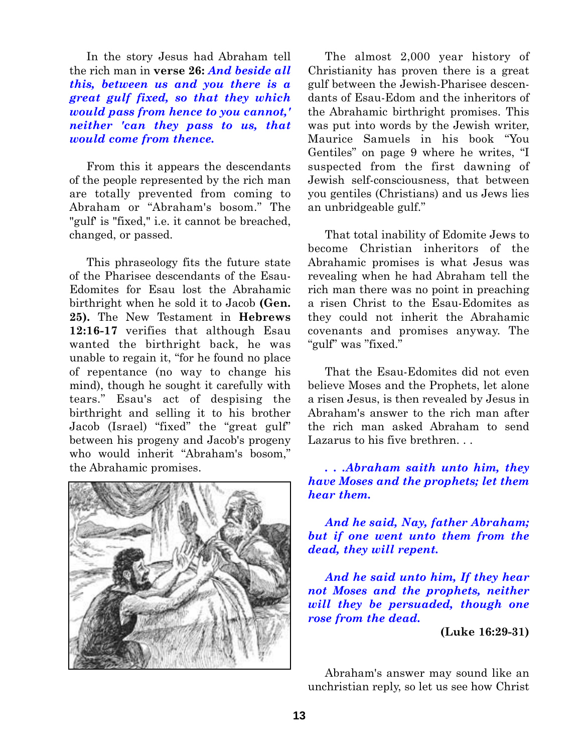In the story Jesus had Abraham tell the rich man in **verse 26:** ***And beside all this, between us and you there is a great gulf fixed, so that they which would pass from hence to you cannot,' neither 'can they pass to us, that would come from thence.***

From this it appears the descendants of the people represented by the rich man are totally prevented from coming to Abraham or "Abraham's bosom." The "gulf' is "fixed," i.e. it cannot be breached, changed, or passed.

This phraseology fits the future state of the Pharisee descendants of the Esau-Edomites for Esau lost the Abrahamic birthright when he sold it to Jacob **(Gen. 25).** The New Testament in **Hebrews 12:16-17** verifies that although Esau wanted the birthright back, he was unable to regain it, "for he found no place of repentance (no way to change his mind), though he sought it carefully with tears." Esau's act of despising the birthright and selling it to his brother Jacob (Israel) "fixed" the "great gulf" between his progeny and Jacob's progeny who would inherit "Abraham's bosom," the Abrahamic promises.

The almost 2,000 year history of Christianity has proven there is a great gulf between the Jewish-Pharisee descendants of Esau-Edom and the inheritors of the Abrahamic birthright promises. This was put into words by the Jewish writer, Maurice Samuels in his book "You Gentiles" on page 9 where he writes, "I suspected from the first dawning of Jewish self-consciousness, that between you gentiles (Christians) and us Jews lies an unbridgeable gulf."

That total inability of Edomite Jews to become Christian inheritors of the Abrahamic promises is what Jesus was revealing when he had Abraham tell the rich man there was no point in preaching a risen Christ to the Esau-Edomites as they could not inherit the Abrahamic covenants and promises anyway. The "gulf" was "fixed."

That the Esau-Edomites did not even believe Moses and the Prophets, let alone a risen Jesus, is then revealed by Jesus in Abraham's answer to the rich man after the rich man asked Abraham to send Lazarus to his five brethren. . .

***. . .Abraham saith unto him, they have Moses and the prophets; let them hear them.***

***And he said, Nay, father Abraham; but if one went unto them from the dead, they will repent.***

***And he said unto him, If they hear not Moses and the prophets, neither will they be persuaded, though one rose from the dead.***

**(Luke 16:29-31)**

Abraham's answer may sound like an unchristian reply, so let us see how Christ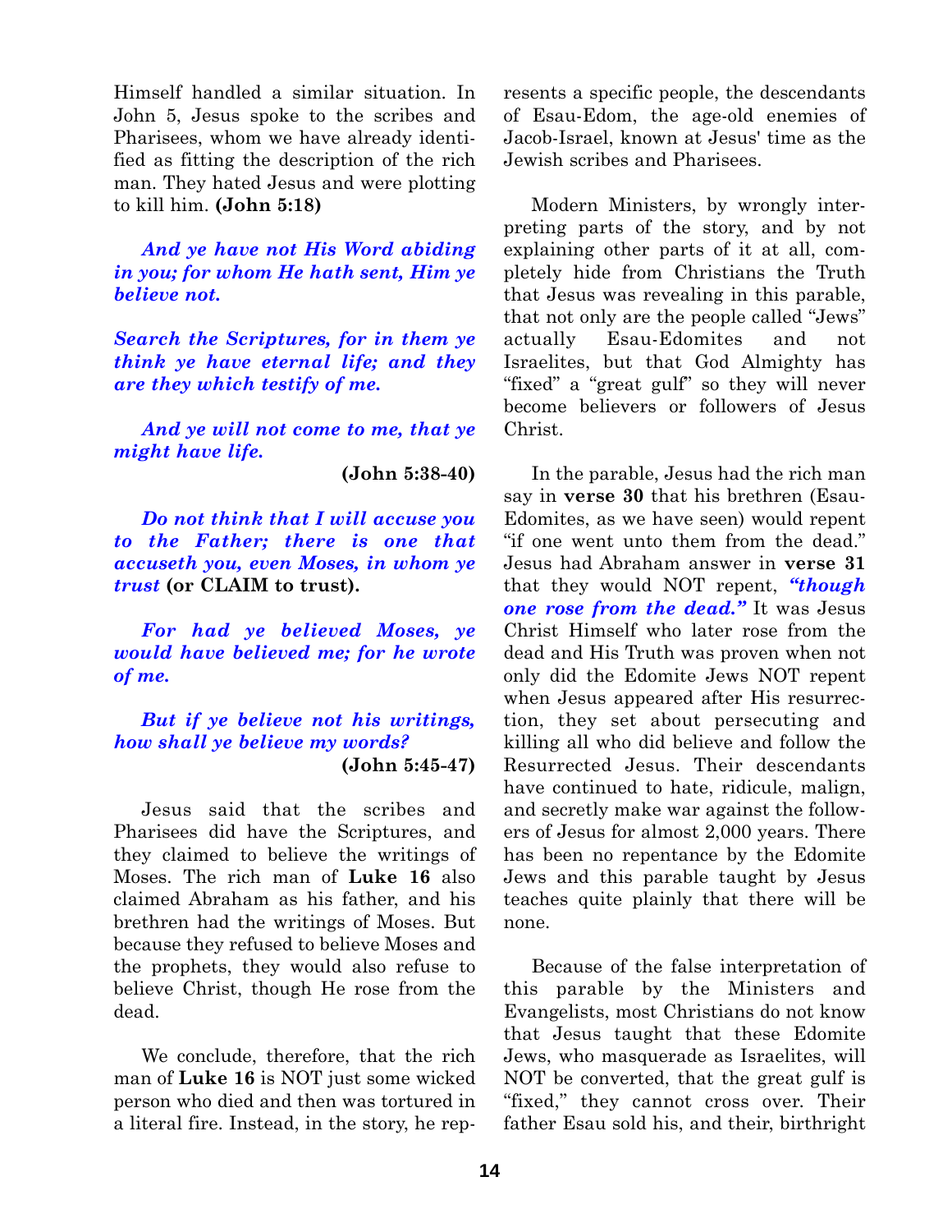Himself handled a similar situation. In John 5, Jesus spoke to the scribes and Pharisees, whom we have already identified as fitting the description of the rich man. They hated Jesus and were plotting to kill him. **(John 5:18)**

***And ye have not His Word abiding in you; for whom He hath sent, Him ye believe not.***

***Search the Scriptures, for in them ye think ye have eternal life; and they are they which testify of me.***

***And ye will not come to me, that ye might have life.***

**(John 5:38-40)**

***Do not think that I will accuse you to the Father; there is one that accuseth you, even Moses, in whom ye trust*** **(or CLAIM to trust).**

***For had ye believed Moses, ye would have believed me; for he wrote of me.***

***But if ye believe not his writings, how shall ye believe my words?***

**(John 5:45-47)**

Jesus said that the scribes and Pharisees did have the Scriptures, and they claimed to believe the writings of Moses. The rich man of **Luke 16** also claimed Abraham as his father, and his brethren had the writings of Moses. But because they refused to believe Moses and the prophets, they would also refuse to believe Christ, though He rose from the dead.

We conclude, therefore, that the rich man of **Luke 16** is NOT just some wicked person who died and then was tortured in a literal fire. Instead, in the story, he represents a specific people, the descendants of Esau-Edom, the age-old enemies of Jacob-Israel, known at Jesus' time as the Jewish scribes and Pharisees.

Modern Ministers, by wrongly interpreting parts of the story, and by not explaining other parts of it at all, completely hide from Christians the Truth that Jesus was revealing in this parable, that not only are the people called "Jews" actually Esau-Edomites and not Israelites, but that God Almighty has "fixed" a "great gulf" so they will never become believers or followers of Jesus Christ.

In the parable, Jesus had the rich man say in **verse 30** that his brethren (Esau-Edomites, as we have seen) would repent "if one went unto them from the dead." Jesus had Abraham answer in **verse 31** that they would NOT repent, ***"though one rose from the dead."*** It was Jesus Christ Himself who later rose from the dead and His Truth was proven when not only did the Edomite Jews NOT repent when Jesus appeared after His resurrection, they set about persecuting and killing all who did believe and follow the Resurrected Jesus. Their descendants have continued to hate, ridicule, malign, and secretly make war against the followers of Jesus for almost 2,000 years. There has been no repentance by the Edomite Jews and this parable taught by Jesus teaches quite plainly that there will be none.

Because of the false interpretation of this parable by the Ministers and Evangelists, most Christians do not know that Jesus taught that these Edomite Jews, who masquerade as Israelites, will NOT be converted, that the great gulf is "fixed," they cannot cross over. Their father Esau sold his, and their, birthright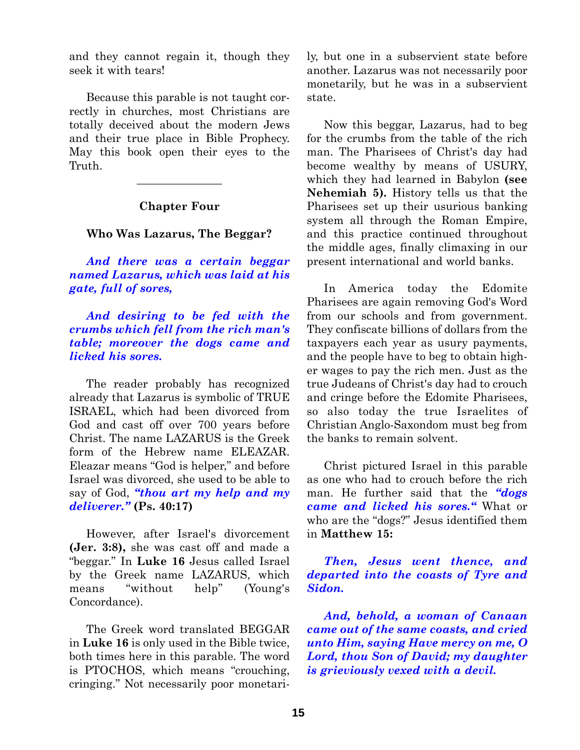and they cannot regain it, though they seek it with tears!

Because this parable is not taught correctly in churches, most Christians are totally deceived about the modern Jews and their true place in Bible Prophecy. May this book open their eyes to the Truth.

---

## Chapter Four

### Who Was Lazarus, The Beggar?

***And there was a certain beggar named Lazarus, which was laid at his gate, full of sores,***

***And desiring to be fed with the crumbs which fell from the rich man's table; moreover the dogs came and licked his sores.***

The reader probably has recognized already that Lazarus is symbolic of TRUE ISRAEL, which had been divorced from God and cast off over 700 years before Christ. The name LAZARUS is the Greek form of the Hebrew name ELEAZAR. Eleazar means "God is helper," and before Israel was divorced, she used to be able to say of God, ***"thou art my help and my deliverer."*** **(Ps. 40:17)**

However, after Israel's divorcement **(Jer. 3:8),** she was cast off and made a "beggar." In **Luke 16** Jesus called Israel by the Greek name LAZARUS, which means "without help" (Young's Concordance).

The Greek word translated BEGGAR in **Luke 16** is only used in the Bible twice, both times here in this parable. The word is PTOCHOS, which means "crouching, cringing." Not necessarily poor monetarily, but one in a subservient state before another. Lazarus was not necessarily poor monetarily, but he was in a subservient state.

Now this beggar, Lazarus, had to beg for the crumbs from the table of the rich man. The Pharisees of Christ's day had become wealthy by means of USURY, which they had learned in Babylon **(see Nehemiah 5).** History tells us that the Pharisees set up their usurious banking system all through the Roman Empire, and this practice continued throughout the middle ages, finally climaxing in our present international and world banks.

In America today the Edomite Pharisees are again removing God's Word from our schools and from government. They confiscate billions of dollars from the taxpayers each year as usury payments, and the people have to beg to obtain higher wages to pay the rich men. Just as the true Judeans of Christ's day had to crouch and cringe before the Edomite Pharisees, so also today the true Israelites of Christian Anglo-Saxondom must beg from the banks to remain solvent.

Christ pictured Israel in this parable as one who had to crouch before the rich man. He further said that the ***"dogs came and licked his sores."*** What or who are the "dogs?" Jesus identified them in **Matthew 15:**

***Then, Jesus went thence, and departed into the coasts of Tyre and Sidon.***

***And, behold, a woman of Canaan came out of the same coasts, and cried unto Him, saying Have mercy on me, O Lord, thou Son of David; my daughter is grieviously vexed with a devil.***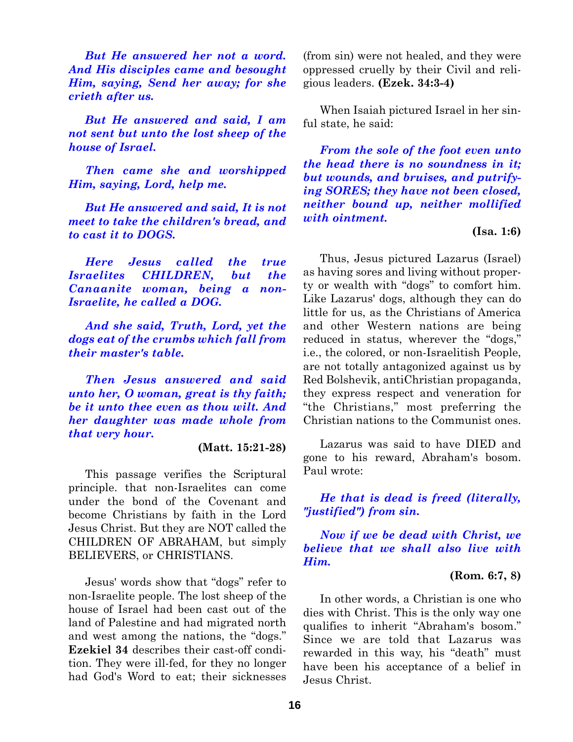***But He answered her not a word. And His disciples came and besought Him, saying, Send her away; for she crieth after us.***

***But He answered and said, I am not sent but unto the lost sheep of the house of Israel.***

***Then came she and worshipped Him, saying, Lord, help me.***

***But He answered and said, It is not meet to take the children's bread, and to cast it to DOGS.***

***Here Jesus called the true Israelites CHILDREN, but the Canaanite woman, being a non-Israelite, he called a DOG.***

***And she said, Truth, Lord, yet the dogs eat of the crumbs which fall from their master's table.***

***Then Jesus answered and said unto her, O woman, great is thy faith; be it unto thee even as thou wilt. And her daughter was made whole from that very hour.***

**(Matt. 15:21-28)**

This passage verifies the Scriptural principle. that non-Israelites can come under the bond of the Covenant and become Christians by faith in the Lord Jesus Christ. But they are NOT called the CHILDREN OF ABRAHAM, but simply BELIEVERS, or CHRISTIANS.

Jesus' words show that "dogs" refer to non-Israelite people. The lost sheep of the house of Israel had been cast out of the land of Palestine and had migrated north and west among the nations, the "dogs." **Ezekiel 34** describes their cast-off condition. They were ill-fed, for they no longer had God's Word to eat; their sicknesses (from sin) were not healed, and they were oppressed cruelly by their Civil and religious leaders. **(Ezek. 34:3-4)**

When Isaiah pictured Israel in her sinful state, he said:

***From the sole of the foot even unto the head there is no soundness in it; but wounds, and bruises, and putrifying SORES; they have not been closed, neither bound up, neither mollified with ointment.***

**(Isa. 1:6)**

Thus, Jesus pictured Lazarus (Israel) as having sores and living without property or wealth with "dogs" to comfort him. Like Lazarus' dogs, although they can do little for us, as the Christians of America and other Western nations are being reduced in status, wherever the "dogs," i.e., the colored, or non-Israelitish People, are not totally antagonized against us by Red Bolshevik, antiChristian propaganda, they express respect and veneration for "the Christians," most preferring the Christian nations to the Communist ones.

Lazarus was said to have DIED and gone to his reward, Abraham's bosom. Paul wrote:

***He that is dead is freed (literally, "justified") from sin.***

***Now if we be dead with Christ, we believe that we shall also live with Him.***

**(Rom. 6:7, 8)**

In other words, a Christian is one who dies with Christ. This is the only way one qualifies to inherit "Abraham's bosom." Since we are told that Lazarus was rewarded in this way, his "death" must have been his acceptance of a belief in Jesus Christ.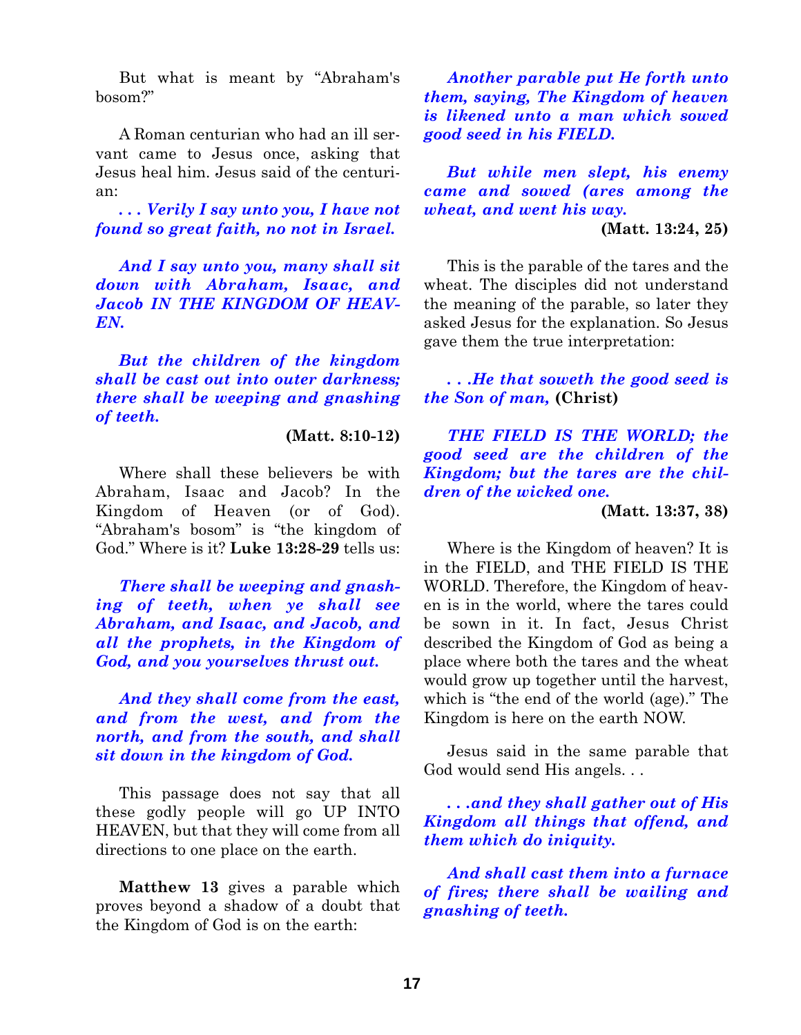But what is meant by “Abraham's bosom?”

A Roman centurian who had an ill servant came to Jesus once, asking that Jesus heal him. Jesus said of the centurian:

***. . . Verily I say unto you, I have not found so great faith, no not in Israel.***

***And I say unto you, many shall sit down with Abraham, Isaac, and Jacob IN THE KINGDOM OF HEAVEN.***

***But the children of the kingdom shall be cast out into outer darkness; there shall be weeping and gnashing of teeth.***

**(Matt. 8:10-12)**

Where shall these believers be with Abraham, Isaac and Jacob? In the Kingdom of Heaven (or of God). “Abraham's bosom” is “the kingdom of God.” Where is it? **Luke 13:28-29** tells us:

***There shall be weeping and gnashing of teeth, when ye shall see Abraham, and Isaac, and Jacob, and all the prophets, in the Kingdom of God, and you yourselves thrust out.***

***And they shall come from the east, and from the west, and from the north, and from the south, and shall sit down in the kingdom of God.***

This passage does not say that all these godly people will go UP INTO HEAVEN, but that they will come from all directions to one place on the earth.

**Matthew 13** gives a parable which proves beyond a shadow of a doubt that the Kingdom of God is on the earth:

***Another parable put He forth unto them, saying, The Kingdom of heaven is likened unto a man which sowed good seed in his FIELD.***

***But while men slept, his enemy came and sowed (ares among the wheat, and went his way.***

**(Matt. 13:24, 25)**

This is the parable of the tares and the wheat. The disciples did not understand the meaning of the parable, so later they asked Jesus for the explanation. So Jesus gave them the true interpretation:

***. . .He that soweth the good seed is the Son of man,*** **(Christ)**

***THE FIELD IS THE WORLD; the good seed are the children of the Kingdom; but the tares are the children of the wicked one.***

**(Matt. 13:37, 38)**

Where is the Kingdom of heaven? It is in the FIELD, and THE FIELD IS THE WORLD. Therefore, the Kingdom of heaven is in the world, where the tares could be sown in it. In fact, Jesus Christ described the Kingdom of God as being a place where both the tares and the wheat would grow up together until the harvest, which is “the end of the world (age).” The Kingdom is here on the earth NOW.

Jesus said in the same parable that God would send His angels. . .

***. . .and they shall gather out of His Kingdom all things that offend, and them which do iniquity.***

***And shall cast them into a furnace of fires; there shall be wailing and gnashing of teeth.***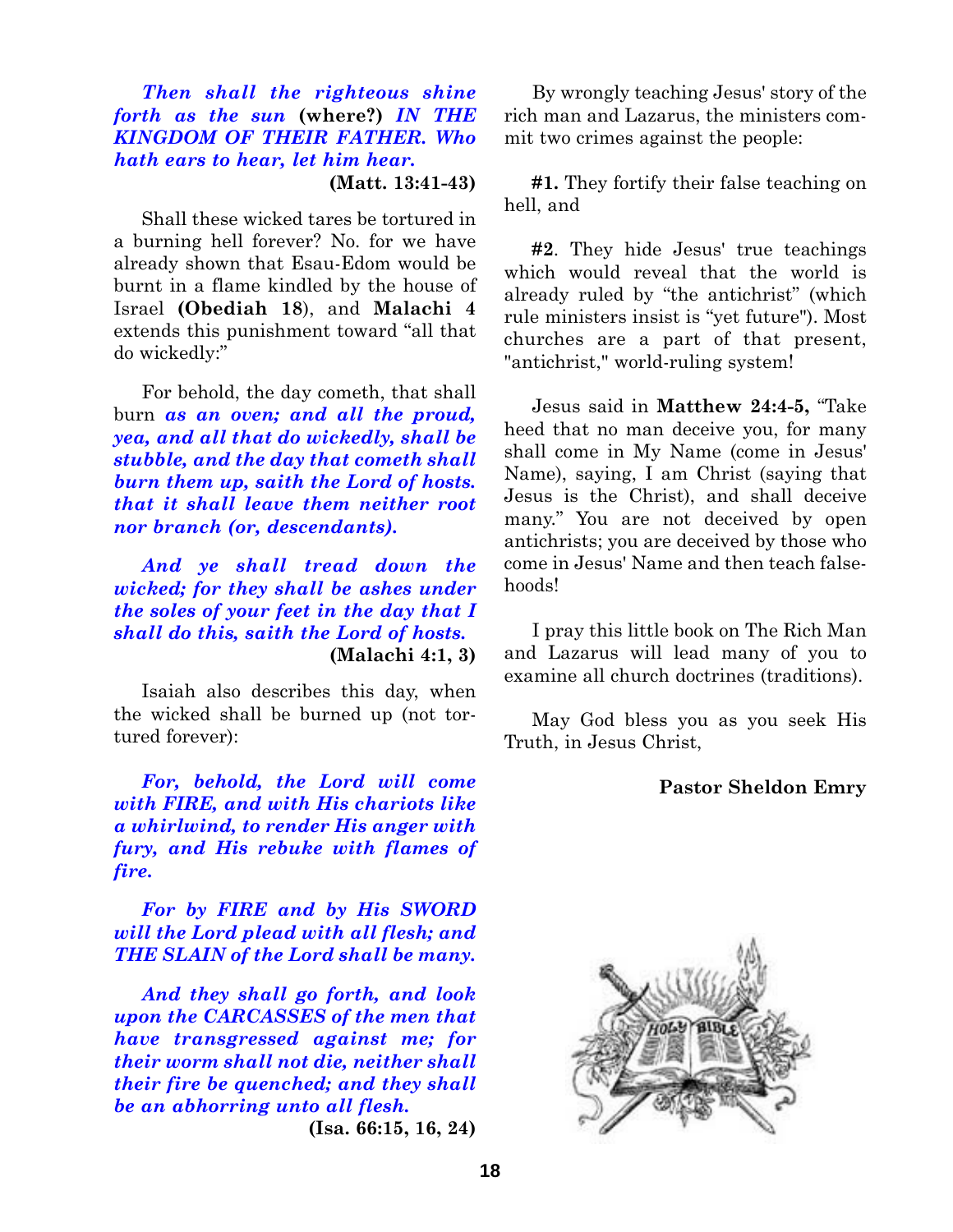***Then shall the righteous shine forth as the sun*** **(where?)** ***IN THE KINGDOM OF THEIR FATHER. Who hath ears to hear, let him hear.***

**(Matt. 13:41-43)**

Shall these wicked tares be tortured in a burning hell forever? No. for we have already shown that Esau-Edom would be burnt in a flame kindled by the house of Israel **(Obediah 18**), and **Malachi 4** extends this punishment toward "all that do wickedly:"

For behold, the day cometh, that shall burn ***as an oven; and all the proud, yea, and all that do wickedly, shall be stubble, and the day that cometh shall burn them up, saith the Lord of hosts. that it shall leave them neither root nor branch (or, descendants).***

***And ye shall tread down the wicked; for they shall be ashes under the soles of your feet in the day that I shall do this, saith the Lord of hosts.***

**(Malachi 4:1, 3)**

Isaiah also describes this day, when the wicked shall be burned up (not tortured forever):

***For, behold, the Lord will come with FIRE, and with His chariots like a whirlwind, to render His anger with fury, and His rebuke with flames of fire.***

***For by FIRE and by His SWORD will the Lord plead with all flesh; and THE SLAIN of the Lord shall be many.***

***And they shall go forth, and look upon the CARCASSES of the men that have transgressed against me; for their worm shall not die, neither shall their fire be quenched; and they shall be an abhorring unto all flesh.***

**(Isa. 66:15, 16, 24)**

By wrongly teaching Jesus' story of the rich man and Lazarus, the ministers commit two crimes against the people:

**#1.** They fortify their false teaching on hell, and

**#2**. They hide Jesus' true teachings which would reveal that the world is already ruled by "the antichrist" (which rule ministers insist is "yet future"). Most churches are a part of that present, "antichrist," world-ruling system!

Jesus said in **Matthew 24:4-5,** "Take heed that no man deceive you, for many shall come in My Name (come in Jesus' Name), saying, I am Christ (saying that Jesus is the Christ), and shall deceive many." You are not deceived by open antichrists; you are deceived by those who come in Jesus' Name and then teach falsehoods!

I pray this little book on The Rich Man and Lazarus will lead many of you to examine all church doctrines (traditions).

May God bless you as you seek His Truth, in Jesus Christ,

**Pastor Sheldon Emry**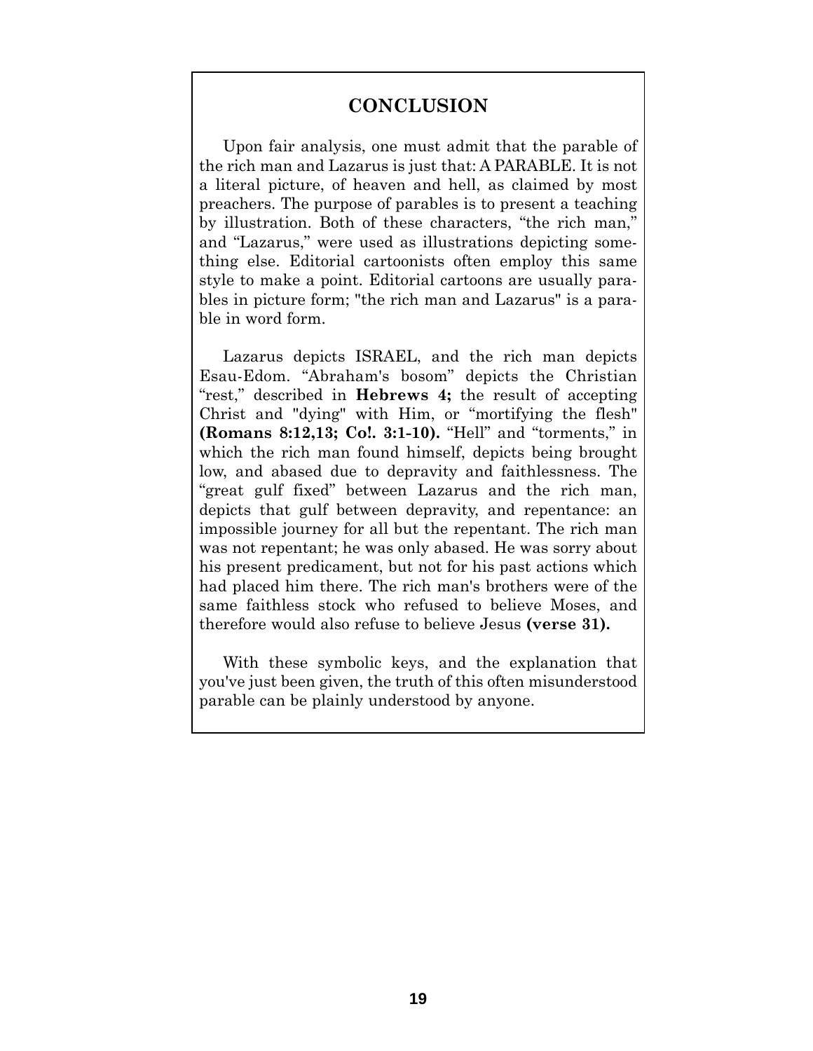## CONCLUSION

Upon fair analysis, one must admit that the parable of the rich man and Lazarus is just that: A PARABLE. It is not a literal picture, of heaven and hell, as claimed by most preachers. The purpose of parables is to present a teaching by illustration. Both of these characters, "the rich man," and "Lazarus," were used as illustrations depicting something else. Editorial cartoonists often employ this same style to make a point. Editorial cartoons are usually parables in picture form; "the rich man and Lazarus" is a parable in word form.

Lazarus depicts ISRAEL, and the rich man depicts Esau-Edom. "Abraham's bosom" depicts the Christian "rest," described in **Hebrews 4;** the result of accepting Christ and "dying" with Him, or "mortifying the flesh" **(Romans 8:12,13; Co!. 3:1-10).** "Hell" and "torments," in which the rich man found himself, depicts being brought low, and abased due to depravity and faithlessness. The "great gulf fixed" between Lazarus and the rich man, depicts that gulf between depravity, and repentance: an impossible journey for all but the repentant. The rich man was not repentant; he was only abased. He was sorry about his present predicament, but not for his past actions which had placed him there. The rich man's brothers were of the same faithless stock who refused to believe Moses, and therefore would also refuse to believe Jesus **(verse 31).**

With these symbolic keys, and the explanation that you've just been given, the truth of this often misunderstood parable can be plainly understood by anyone.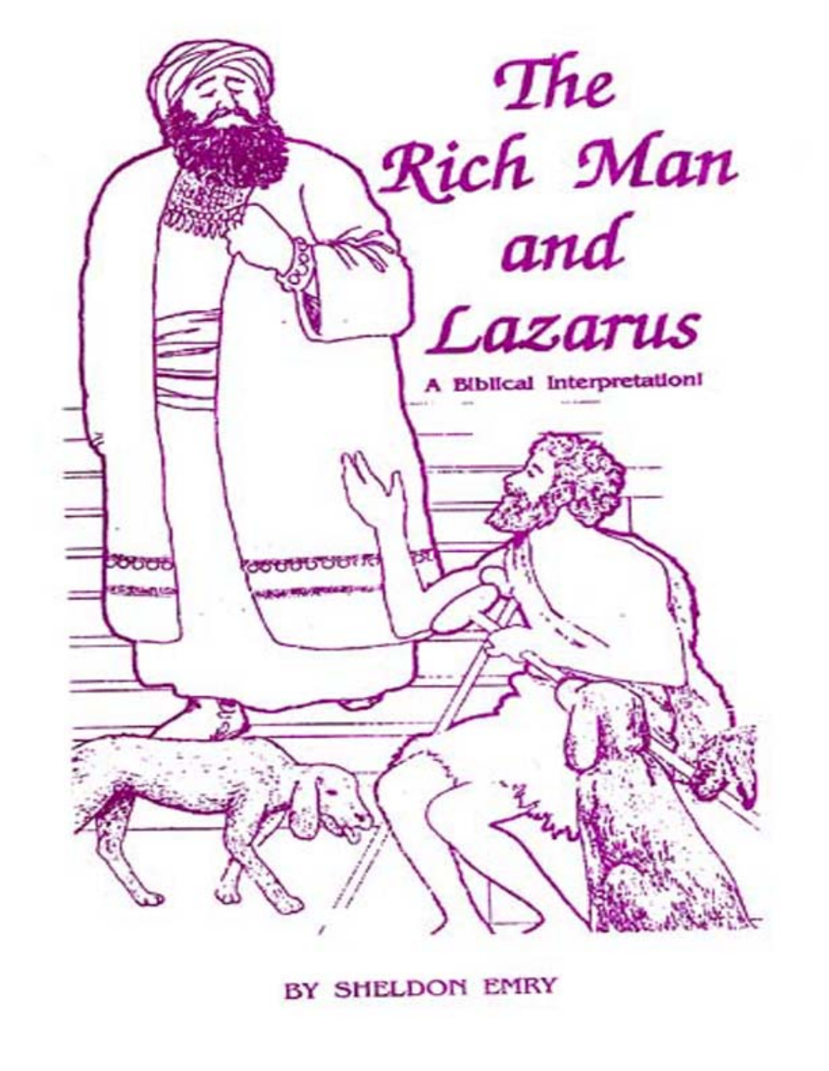# The Rich Man and Lazarus

A Biblical Interpretation!

BY SHELDON EMRY